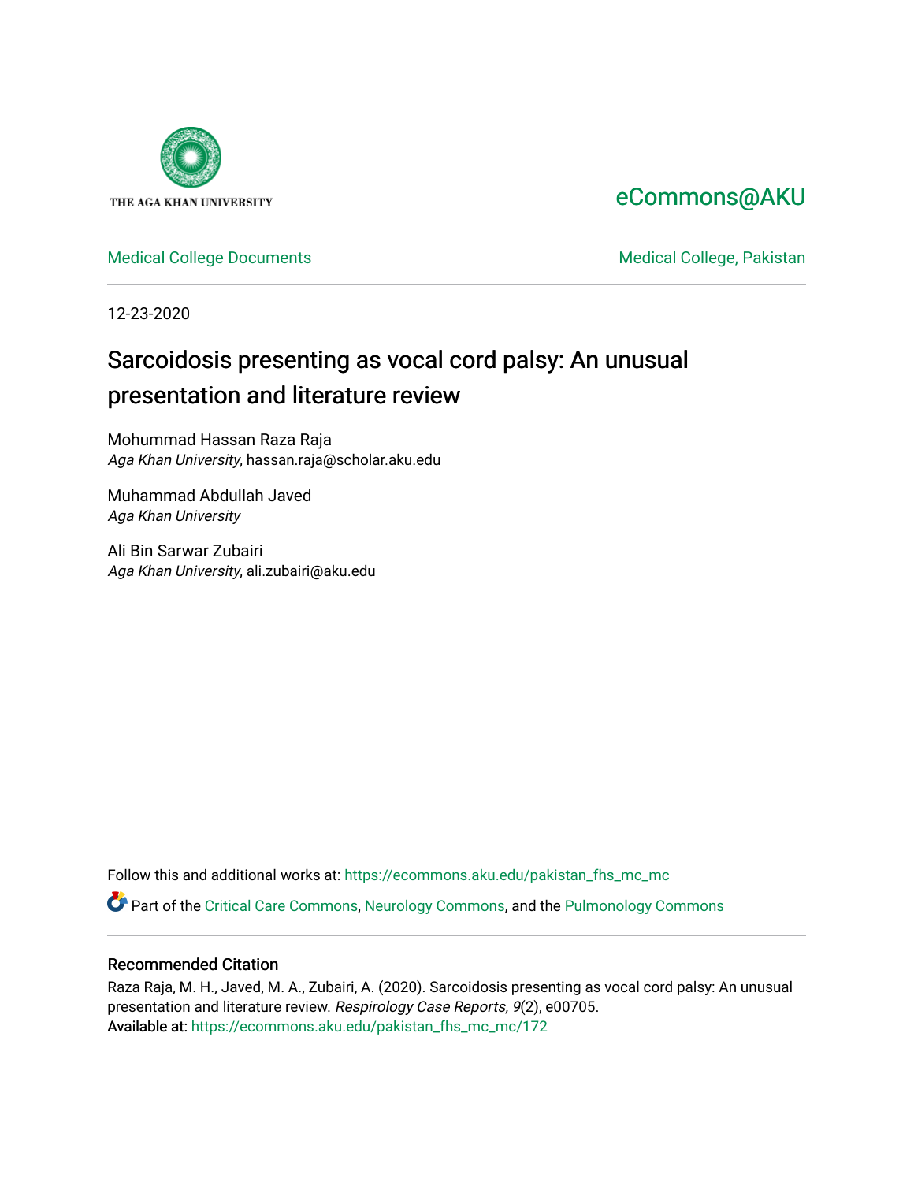THE AGA KHAN UNIVERSITY

eCommons@AKU

Medical College Documents

Medical College, Pakistan

12-23-2020

# Sarcoidosis presenting as vocal cord palsy: An unusual presentation and literature review

Mohummad Hassan Raza Raja
*Aga Khan University*, hassan.raja@scholar.aku.edu

Muhammad Abdullah Javed
*Aga Khan University*

Ali Bin Sarwar Zubairi
*Aga Khan University*, ali.zubairi@aku.edu

Follow this and additional works at: https://ecommons.aku.edu/pakistan_fhs_mc_mc

Part of the Critical Care Commons, Neurology Commons, and the Pulmonology Commons

## Recommended Citation

Raza Raja, M. H., Javed, M. A., Zubairi, A. (2020). Sarcoidosis presenting as vocal cord palsy: An unusual presentation and literature review. *Respirology Case Reports, 9*(2), e00705.
Available at: https://ecommons.aku.edu/pakistan_fhs_mc_mc/172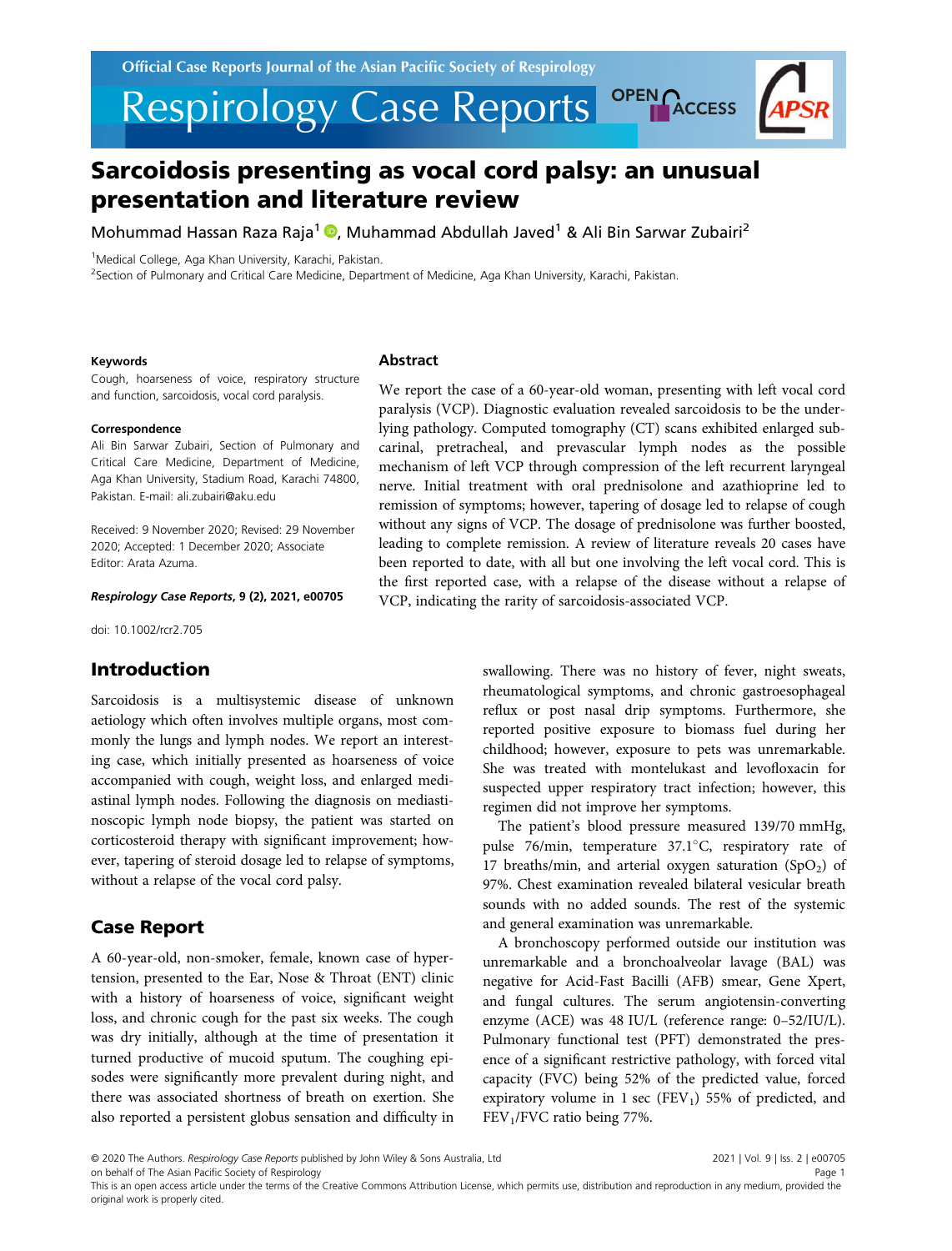# Sarcoidosis presenting as vocal cord palsy: an unusual presentation and literature review

Mohammad Hassan Raza Raja[1], Muhammad Abdullah Javed[1] & Ali Bin Sarwar Zubairi[2]

[1]Medical College, Aga Khan University, Karachi, Pakistan.

[2]Section of Pulmonary and Critical Care Medicine, Department of Medicine, Aga Khan University, Karachi, Pakistan.

#### Keywords

Cough, hoarseness of voice, respiratory structure and function, sarcoidosis, vocal cord paralysis.

#### Correspondence

Ali Bin Sarwar Zubairi, Section of Pulmonary and Critical Care Medicine, Department of Medicine, Aga Khan University, Stadium Road, Karachi 74800, Pakistan. E-mail: ali.zubairi@aku.edu

Received: 9 November 2020; Revised: 29 November 2020; Accepted: 1 December 2020; Associate Editor: Arata Azuma.

***Respirology Case Reports*, 9 (2), 2021, e00705**

doi: 10.1002/rcr2.705

## Abstract

We report the case of a 60-year-old woman, presenting with left vocal cord paralysis (VCP). Diagnostic evaluation revealed sarcoidosis to be the underlying pathology. Computed tomography (CT) scans exhibited enlarged subcarinal, pretracheal, and prevascular lymph nodes as the possible mechanism of left VCP through compression of the left recurrent laryngeal nerve. Initial treatment with oral prednisolone and azathioprine led to remission of symptoms; however, tapering of dosage led to relapse of cough without any signs of VCP. The dosage of prednisolone was further boosted, leading to complete remission. A review of literature reveals 20 cases have been reported to date, with all but one involving the left vocal cord. This is the first reported case, with a relapse of the disease without a relapse of VCP, indicating the rarity of sarcoidosis-associated VCP.

## Introduction

Sarcoidosis is a multisystemic disease of unknown aetiology which often involves multiple organs, most commonly the lungs and lymph nodes. We report an interesting case, which initially presented as hoarseness of voice accompanied with cough, weight loss, and enlarged mediastinal lymph nodes. Following the diagnosis on mediastinoscopic lymph node biopsy, the patient was started on corticosteroid therapy with significant improvement; however, tapering of steroid dosage led to relapse of symptoms, without a relapse of the vocal cord palsy.

## Case Report

A 60-year-old, non-smoker, female, known case of hypertension, presented to the Ear, Nose & Throat (ENT) clinic with a history of hoarseness of voice, significant weight loss, and chronic cough for the past six weeks. The cough was dry initially, although at the time of presentation it turned productive of mucoid sputum. The coughing episodes were significantly more prevalent during night, and there was associated shortness of breath on exertion. She also reported a persistent globus sensation and difficulty in swallowing. There was no history of fever, night sweats, rheumatological symptoms, and chronic gastroesophageal reflux or post nasal drip symptoms. Furthermore, she reported positive exposure to biomass fuel during her childhood; however, exposure to pets was unremarkable. She was treated with montelukast and levofloxacin for suspected upper respiratory tract infection; however, this regimen did not improve her symptoms.

The patient's blood pressure measured 139/70 mmHg, pulse 76/min, temperature 37.1°C, respiratory rate of 17 breaths/min, and arterial oxygen saturation ($SpO_2$) of 97%. Chest examination revealed bilateral vesicular breath sounds with no added sounds. The rest of the systemic and general examination was unremarkable.

A bronchoscopy performed outside our institution was unremarkable and a bronchoalveolar lavage (BAL) was negative for Acid-Fast Bacilli (AFB) smear, Gene Xpert, and fungal cultures. The serum angiotensin-converting enzyme (ACE) was 48 IU/L (reference range: 0–52/IU/L). Pulmonary functional test (PFT) demonstrated the presence of a significant restrictive pathology, with forced vital capacity (FVC) being 52% of the predicted value, forced expiratory volume in 1 sec ($FEV_1$) 55% of predicted, and $FEV_1$/FVC ratio being 77%.

© 2020 The Authors. *Respirology Case Reports* published by John Wiley & Sons Australia, Ltd on behalf of The Asian Pacific Society of Respirology

This is an open access article under the terms of the Creative Commons Attribution License, which permits use, distribution and reproduction in any medium, provided the original work is properly cited.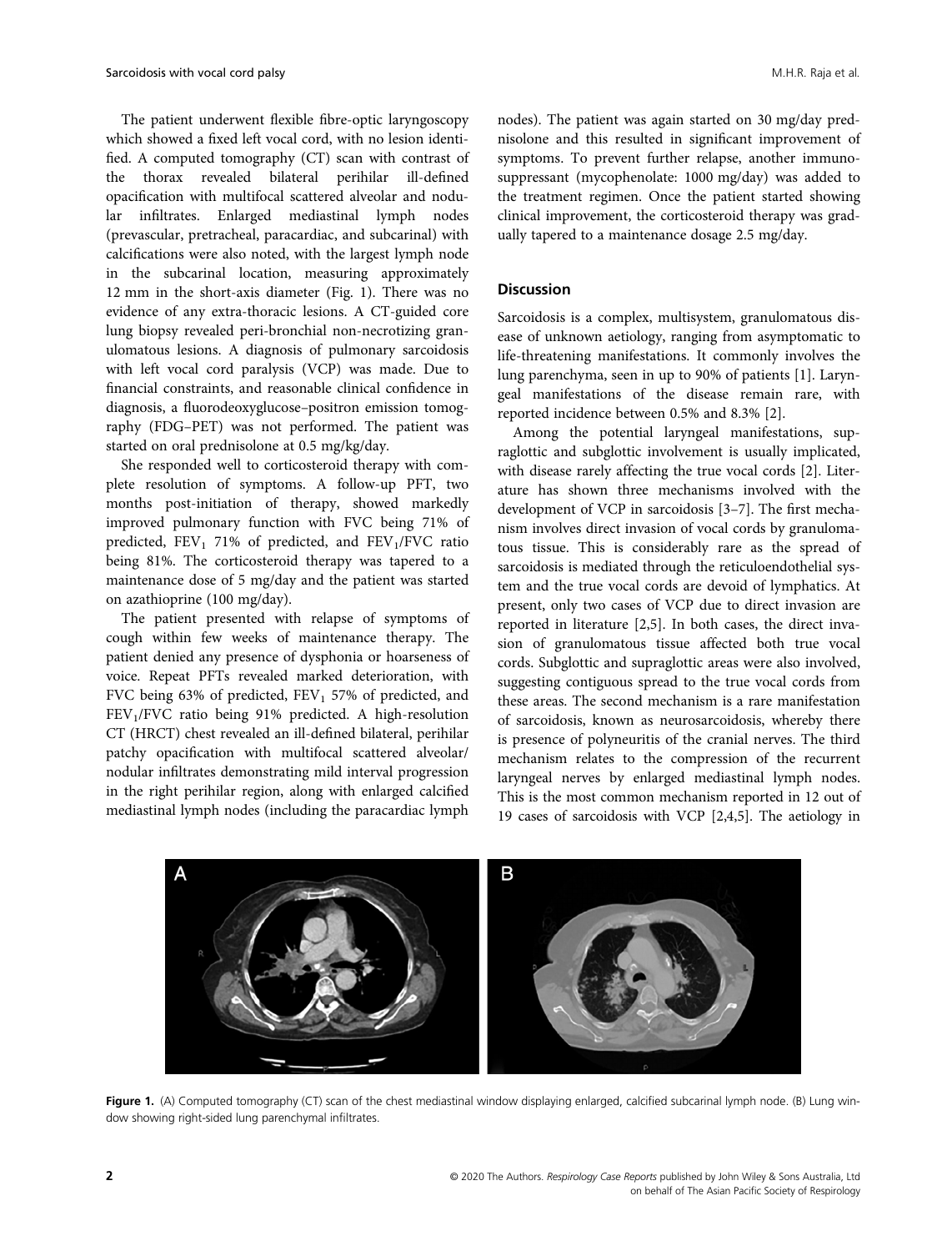The patient underwent flexible fibre-optic laryngoscopy which showed a fixed left vocal cord, with no lesion identified. A computed tomography (CT) scan with contrast of the thorax revealed bilateral perihilar ill-defined opacification with multifocal scattered alveolar and nodular infiltrates. Enlarged mediastinal lymph nodes (prevascular, pretracheal, paracardiac, and subcarinal) with calcifications were also noted, with the largest lymph node in the subcarinal location, measuring approximately 12 mm in the short-axis diameter (Fig. 1). There was no evidence of any extra-thoracic lesions. A CT-guided core lung biopsy revealed peri-bronchial non-necrotizing granulomatous lesions. A diagnosis of pulmonary sarcoidosis with left vocal cord paralysis (VCP) was made. Due to financial constraints, and reasonable clinical confidence in diagnosis, a fluorodeoxyglucose–positron emission tomography (FDG–PET) was not performed. The patient was started on oral prednisolone at 0.5 mg/kg/day.

She responded well to corticosteroid therapy with complete resolution of symptoms. A follow-up PFT, two months post-initiation of therapy, showed markedly improved pulmonary function with FVC being 71% of predicted, $FEV_1$ 71% of predicted, and $FEV_1$/FVC ratio being 81%. The corticosteroid therapy was tapered to a maintenance dose of 5 mg/day and the patient was started on azathioprine (100 mg/day).

The patient presented with relapse of symptoms of cough within few weeks of maintenance therapy. The patient denied any presence of dysphonia or hoarseness of voice. Repeat PFTs revealed marked deterioration, with FVC being 63% of predicted, $FEV_1$ 57% of predicted, and $FEV_1$/FVC ratio being 91% predicted. A high-resolution CT (HRCT) chest revealed an ill-defined bilateral, perihilar patchy opacification with multifocal scattered alveolar/nodular infiltrates demonstrating mild interval progression in the right perihilar region, along with enlarged calcified mediastinal lymph nodes (including the paracardiac lymph nodes). The patient was again started on 30 mg/day prednisolone and this resulted in significant improvement of symptoms. To prevent further relapse, another immunosuppressant (mycophenolate: 1000 mg/day) was added to the treatment regimen. Once the patient started showing clinical improvement, the corticosteroid therapy was gradually tapered to a maintenance dosage 2.5 mg/day.

## Discussion

Sarcoidosis is a complex, multisystem, granulomatous disease of unknown aetiology, ranging from asymptomatic to life-threatening manifestations. It commonly involves the lung parenchyma, seen in up to 90% of patients [1]. Laryngeal manifestations of the disease remain rare, with reported incidence between 0.5% and 8.3% [2].

Among the potential laryngeal manifestations, supraglottic and subglottic involvement is usually implicated, with disease rarely affecting the true vocal cords [2]. Literature has shown three mechanisms involved with the development of VCP in sarcoidosis [3–7]. The first mechanism involves direct invasion of vocal cords by granulomatous tissue. This is considerably rare as the spread of sarcoidosis is mediated through the reticuloendothelial system and the true vocal cords are devoid of lymphatics. At present, only two cases of VCP due to direct invasion are reported in literature [2,5]. In both cases, the direct invasion of granulomatous tissue affected both true vocal cords. Subglottic and supraglottic areas were also involved, suggesting contiguous spread to the true vocal cords from these areas. The second mechanism is a rare manifestation of sarcoidosis, known as neurosarcoidosis, whereby there is presence of polyneuritis of the cranial nerves. The third mechanism relates to the compression of the recurrent laryngeal nerves by enlarged mediastinal lymph nodes. This is the most common mechanism reported in 12 out of 19 cases of sarcoidosis with VCP [2,4,5]. The aetiology in

**Figure 1.** (A) Computed tomography (CT) scan of the chest mediastinal window displaying enlarged, calcified subcarinal lymph node. (B) Lung window showing right-sided lung parenchymal infiltrates.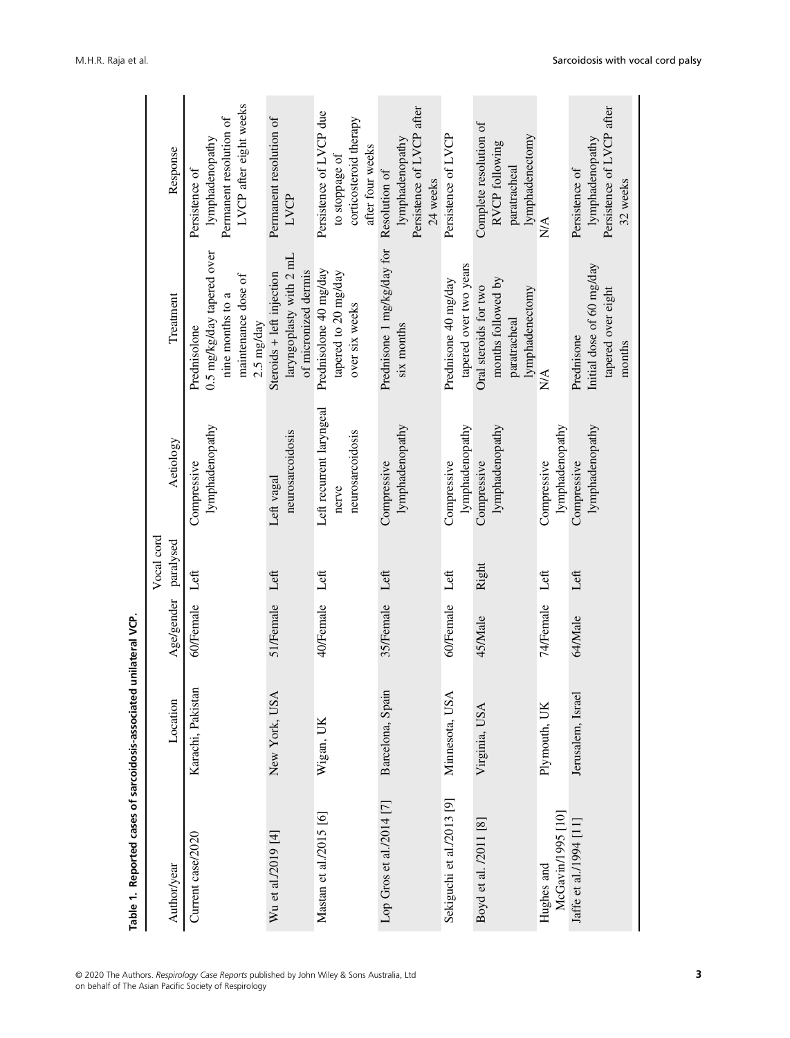**Table 1. Reported cases of sarcoidosis-associated unilateral VCP.**

| Author/year | Location | Age/gender | Vocal cord paralysed | Aetiology | Treatment | Response |
|---|---|---|---|---|---|---|
| Current case/2020 | Karachi, Pakistan | 60/Female | Left | Compressive lymphadenopathy | Prednisolone 0.5 mg/kg/day tapered over nine months to a maintenance dose of 2.5 mg/day | Persistence of lymphadenopathy Permanent resolution of LVCP after eight weeks |
| Wu et al./2019 [4] | New York, USA | 51/Female | Left | Left vagal neurosarcoidosis | Steroids + left injection laryngoplasty with 2 mL of micronized dermis | Permanent resolution of LVCP |
| Mastan et al./2015 [6] | Wigan, UK | 40/Female | Left | Left recurrent laryngeal nerve neurosarcoidosis | Prednisolone 40 mg/day tapered to 20 mg/day over six weeks | Persistence of LVCP due to stoppage of corticosteroid therapy after four weeks |
| Lop Gros et al./2014 [7] | Barcelona, Spain | 35/Female | Left | Compressive lymphadenopathy | Prednisone 1 mg/kg/day for six months | Resolution of lymphadenopathy Persistence of LVCP after 24 weeks |
| Sekiguchi et al./2013 [9] | Minnesota, USA | 60/Female | Left | Compressive lymphadenopathy | Prednisone 40 mg/day tapered over two years | Persistence of LVCP |
| Boyd et al. /2011 [8] | Virginia, USA | 45/Male | Right | Compressive lymphadenopathy | Oral steroids for two months followed by paratracheal lymphadenectomy | Complete resolution of RVCP following paratracheal lymphadenectomy |
| Hughes and McGavin/1995 [10] | Plymouth, UK | 74/Female | Left | Compressive lymphadenopathy | N/A | N/A |
| Jaffe et al./1994 [11] | Jerusalem, Israel | 64/Male | Left | Compressive lymphadenopathy | Prednisone Initial dose of 60 mg/day tapered over eight months | Persistence of lymphadenopathy Persistence of LVCP after 32 weeks |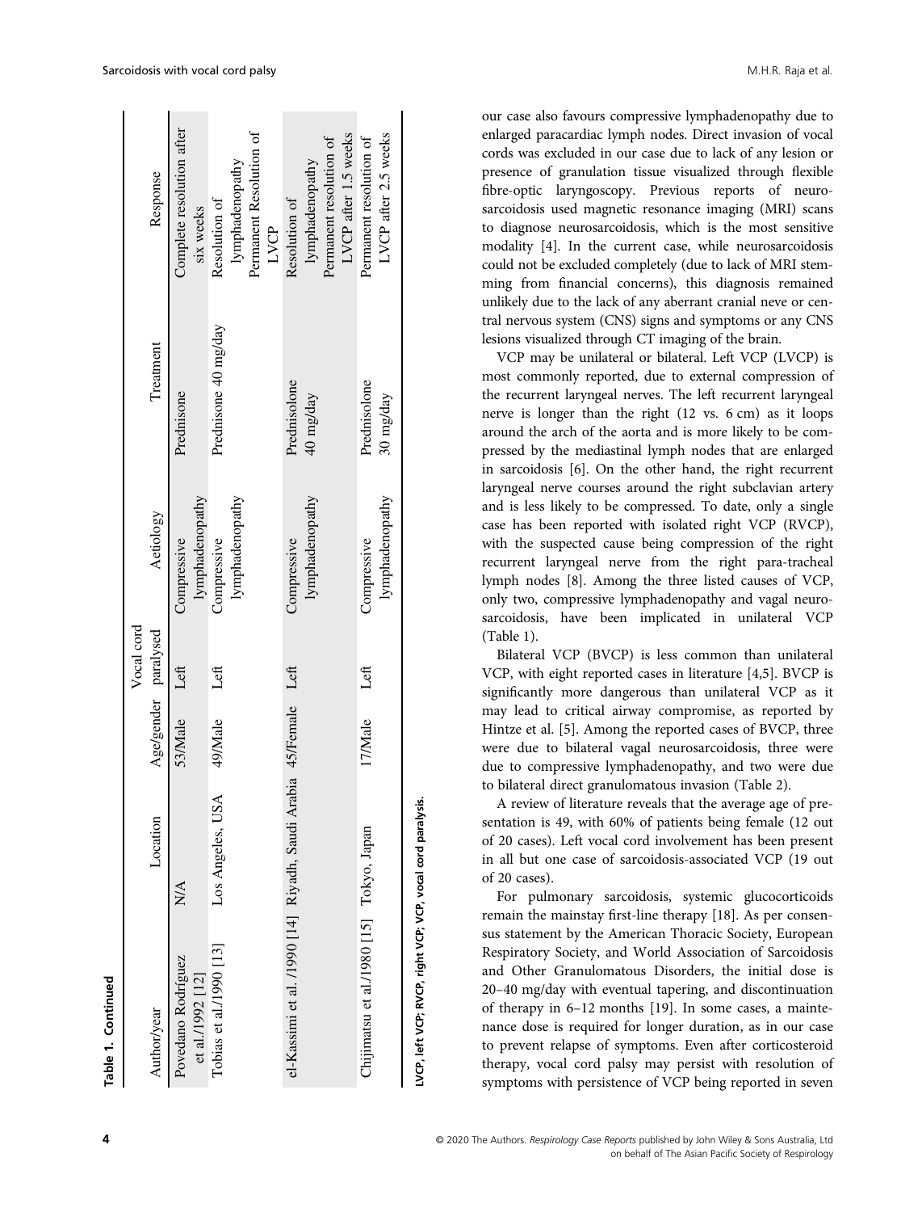**Table 1. Continued**

| Author/year | Location | Age/gender | Vocal cord paralysed | Aetiology | Treatment | Response |
|---|---|---|---|---|---|---|
| Povedano Rodríguez et al./1992 [12] | N/A | 53/Male | Left | Compressive lymphadenopathy | Prednisone | Complete resolution after six weeks |
| Tobias et al/1990 [13] | Los Angeles, USA | 49/Male | Left | Compressive lymphadenopathy | Prednisone 40 mg/day | Resolution of lymphadenopathy Permanent Resolution of LVCP |
| el-Kassimi et al. /1990 [14] | Riyadh, Saudi Arabia | 45/Female | Left | Compressive lymphadenopathy | Prednisolone 40 mg/day | Resolution of lymphadenopathy Permanent resolution of LVCP after 1.5 weeks |
| Chijimatsu et al./1980 [15] | Tokyo, Japan | 17/Male | Left | Compressive lymphadenopathy | Prednisolone 30 mg/day | Permanent resolution of LVCP after 2.5 weeks |

**LVCP, left VCP; RVCP, right VCP; VCP, vocal cord paralysis.**

our case also favours compressive lymphadenopathy due to enlarged paracardiac lymph nodes. Direct invasion of vocal cords was excluded in our case due to lack of any lesion or presence of granulation tissue visualized through flexible fibre-optic laryngoscopy. Previous reports of neurosarcoidosis used magnetic resonance imaging (MRI) scans to diagnose neurosarcoidosis, which is the most sensitive modality [4]. In the current case, while neurosarcoidosis could not be excluded completely (due to lack of MRI stemming from financial concerns), this diagnosis remained unlikely due to the lack of any aberrant cranial neve or central nervous system (CNS) signs and symptoms or any CNS lesions visualized through CT imaging of the brain.

VCP may be unilateral or bilateral. Left VCP (LVCP) is most commonly reported, due to external compression of the recurrent laryngeal nerves. The left recurrent laryngeal nerve is longer than the right (12 vs. 6 cm) as it loops around the arch of the aorta and is more likely to be compressed by the mediastinal lymph nodes that are enlarged in sarcoidosis [6]. On the other hand, the right recurrent laryngeal nerve courses around the right subclavian artery and is less likely to be compressed. To date, only a single case has been reported with isolated right VCP (RVCP), with the suspected cause being compression of the right recurrent laryngeal nerve from the right para-tracheal lymph nodes [8]. Among the three listed causes of VCP, only two, compressive lymphadenopathy and vagal neurosarcoidosis, have been implicated in unilateral VCP (Table 1).

Bilateral VCP (BVCP) is less common than unilateral VCP, with eight reported cases in literature [4,5]. BVCP is significantly more dangerous than unilateral VCP as it may lead to critical airway compromise, as reported by Hintze et al. [5]. Among the reported cases of BVCP, three were due to bilateral vagal neurosarcoidosis, three were due to compressive lymphadenopathy, and two were due to bilateral direct granulomatous invasion (Table 2).

A review of literature reveals that the average age of presentation is 49, with 60% of patients being female (12 out of 20 cases). Left vocal cord involvement has been present in all but one case of sarcoidosis-associated VCP (19 out of 20 cases).

For pulmonary sarcoidosis, systemic glucocorticoids remain the mainstay first-line therapy [18]. As per consensus statement by the American Thoracic Society, European Respiratory Society, and World Association of Sarcoidosis and Other Granulomatous Disorders, the initial dose is 20–40 mg/day with eventual tapering, and discontinuation of therapy in 6–12 months [19]. In some cases, a maintenance dose is required for longer duration, as in our case to prevent relapse of symptoms. Even after corticosteroid therapy, vocal cord palsy may persist with resolution of symptoms with persistence of VCP being reported in seven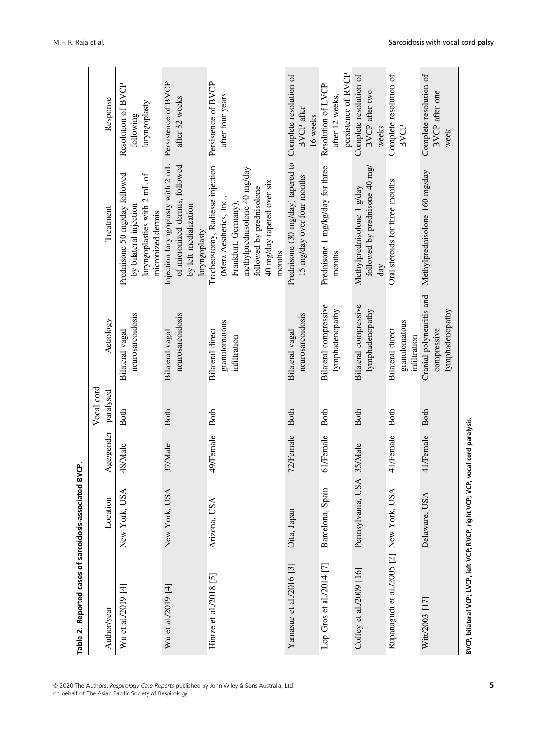**Table 2.** Reported cases of sarcoidosis-associated BVCP.

| Author/year | Location | Age/gender | Vocal cord paralysed | Aetiology | Treatment | Response |
|---|---|---|---|---|---|---|
| Wu et al./2019 [4] | New York, USA | 48/Male | Both | Bilateral vagal neurosarcoidosis | Prednisone 50 mg/day followed by bilateral injection laryngoplasties with 2 mL of micronized dermis | Resolution of BVCP following laryngoplasty |
| Wu et al./2019 [4] | New York, USA | 37/Male | Both | Bilateral vagal neurosarcoidosis | Injection laryngoplasty with 2 mL of micronized dermis, followed by left medialization laryngoplasty | Persistence of BVCP after 32 weeks |
| Hintze et al./2018 [5] | Arizona, USA | 49/Female | Both | Bilateral direct granulomatous infiltration | Tracheostomy, Radiesse injection (Merz Aesthetics, Inc., Frankfurt, Germany), methylprednisolone 40 mg/day followed by prednisolone 40 mg/day tapered over six months | Persistence of BVCP after four years |
| Yamasue et al./2016 [3] | Oita, Japan | 72/Female | Both | Bilateral vagal neurosarcoidosis | Prednisone (30 mg/day) tapered to 15 mg/day over four months | Complete resolution of BVCP after 16 weeks |
| Lop Gros et al./2014 [7] | Barcelona, Spain | 61/Female | Both | Bilateral compressive lymphadenopathy | Prednisone 1 mg/kg/day for three months | Resolution of LVCP after 12 weeks, persistence of RVCP |
| Coffey et al./2009 [16] | Pennsylvania, USA | 35/Male | Both | Bilateral compressive lymphadenopathy | Methylprednisolone 1 g/day followed by prednisone 40 mg/day | Complete resolution of BVCP after two weeks |
| Rupanagudi et al./2005 [2] | New York, USA | 41/Female | Both | Bilateral direct granulomatous infiltration | Oral steroids for three months | Complete resolution of BVCP |
| Witt/2003 [17] | Delaware, USA | 41/Female | Both | Cranial polyneuritis and compressive lymphadenopathy | Methylprednisolone 160 mg/day | Complete resolution of BVCP after one week |

BVCP, bilateral VCP; LVCP, left VCP; RVCP, right VCP; VCP, vocal cord paralysis.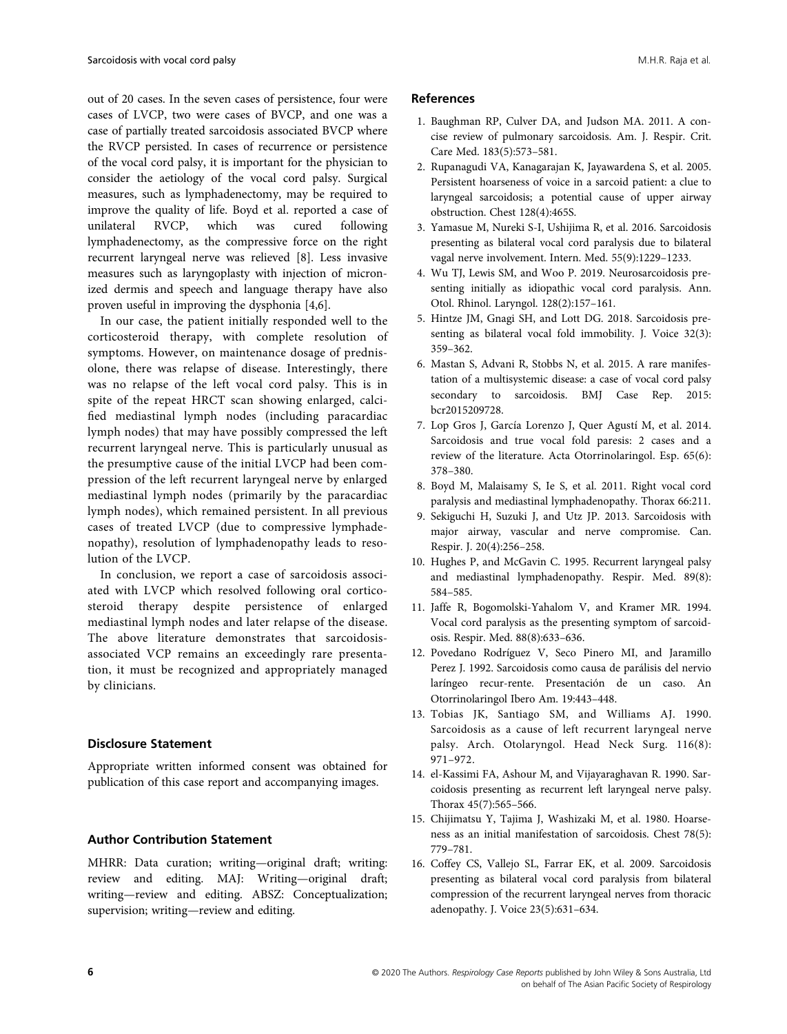out of 20 cases. In the seven cases of persistence, four were cases of LVCP, two were cases of BVCP, and one was a case of partially treated sarcoidosis associated BVCP where the RVCP persisted. In cases of recurrence or persistence of the vocal cord palsy, it is important for the physician to consider the aetiology of the vocal cord palsy. Surgical measures, such as lymphadenectomy, may be required to improve the quality of life. Boyd et al. reported a case of unilateral RVCP, which was cured following lymphadenectomy, as the compressive force on the right recurrent laryngeal nerve was relieved [8]. Less invasive measures such as laryngoplasty with injection of micronized dermis and speech and language therapy have also proven useful in improving the dysphonia [4,6].

In our case, the patient initially responded well to the corticosteroid therapy, with complete resolution of symptoms. However, on maintenance dosage of prednisolone, there was relapse of disease. Interestingly, there was no relapse of the left vocal cord palsy. This is in spite of the repeat HRCT scan showing enlarged, calcified mediastinal lymph nodes (including paracardiac lymph nodes) that may have possibly compressed the left recurrent laryngeal nerve. This is particularly unusual as the presumptive cause of the initial LVCP had been compression of the left recurrent laryngeal nerve by enlarged mediastinal lymph nodes (primarily by the paracardiac lymph nodes), which remained persistent. In all previous cases of treated LVCP (due to compressive lymphadenopathy), resolution of lymphadenopathy leads to resolution of the LVCP.

In conclusion, we report a case of sarcoidosis associated with LVCP which resolved following oral corticosteroid therapy despite persistence of enlarged mediastinal lymph nodes and later relapse of the disease. The above literature demonstrates that sarcoidosis-associated VCP remains an exceedingly rare presentation, it must be recognized and appropriately managed by clinicians.

### Disclosure Statement

Appropriate written informed consent was obtained for publication of this case report and accompanying images.

### Author Contribution Statement

MHRR: Data curation; writing—original draft; writing: review and editing. MAJ: Writing—original draft; writing—review and editing. ABSZ: Conceptualization; supervision; writing—review and editing.

### References

1. Baughman RP, Culver DA, and Judson MA. 2011. A concise review of pulmonary sarcoidosis. Am. J. Respir. Crit. Care Med. 183(5):573–581.
2. Rupanagudi VA, Kanagarajan K, Jayawardena S, et al. 2005. Persistent hoarseness of voice in a sarcoid patient: a clue to laryngeal sarcoidosis; a potential cause of upper airway obstruction. Chest 128(4):465S.
3. Yamasue M, Nureki S-I, Ushijima R, et al. 2016. Sarcoidosis presenting as bilateral vocal cord paralysis due to bilateral vagal nerve involvement. Intern. Med. 55(9):1229–1233.
4. Wu TJ, Lewis SM, and Woo P. 2019. Neurosarcoidosis presenting initially as idiopathic vocal cord paralysis. Ann. Otol. Rhinol. Laryngol. 128(2):157–161.
5. Hintze JM, Gnagi SH, and Lott DG. 2018. Sarcoidosis presenting as bilateral vocal fold immobility. J. Voice 32(3): 359–362.
6. Mastan S, Advani R, Stobbs N, et al. 2015. A rare manifestation of a multisystemic disease: a case of vocal cord palsy secondary to sarcoidosis. BMJ Case Rep. 2015: bcr2015209728.
7. Lop Gros J, García Lorenzo J, Quer Agustí M, et al. 2014. Sarcoidosis and true vocal fold paresis: 2 cases and a review of the literature. Acta Otorrinolaringol. Esp. 65(6): 378–380.
8. Boyd M, Malaisamy S, Ie S, et al. 2011. Right vocal cord paralysis and mediastinal lymphadenopathy. Thorax 66:211.
9. Sekiguchi H, Suzuki J, and Utz JP. 2013. Sarcoidosis with major airway, vascular and nerve compromise. Can. Respir. J. 20(4):256–258.
10. Hughes P, and McGavin C. 1995. Recurrent laryngeal palsy and mediastinal lymphadenopathy. Respir. Med. 89(8): 584–585.
11. Jaffe R, Bogomolski-Yahalom V, and Kramer MR. 1994. Vocal cord paralysis as the presenting symptom of sarcoidosis. Respir. Med. 88(8):633–636.
12. Povedano Rodríguez V, Seco Pinero MI, and Jaramillo Perez J. 1992. Sarcoidosis como causa de parálisis del nervio laríngeo recur-rente. Presentación de un caso. An Otorrinolaringol Ibero Am. 19:443–448.
13. Tobias JK, Santiago SM, and Williams AJ. 1990. Sarcoidosis as a cause of left recurrent laryngeal nerve palsy. Arch. Otolaryngol. Head Neck Surg. 116(8): 971–972.
14. el-Kassimi FA, Ashour M, and Vijayaraghavan R. 1990. Sarcoidosis presenting as recurrent left laryngeal nerve palsy. Thorax 45(7):565–566.
15. Chijimatsu Y, Tajima J, Washizaki M, et al. 1980. Hoarseness as an initial manifestation of sarcoidosis. Chest 78(5): 779–781.
16. Coffey CS, Vallejo SL, Farrar EK, et al. 2009. Sarcoidosis presenting as bilateral vocal cord paralysis from bilateral compression of the recurrent laryngeal nerves from thoracic adenopathy. J. Voice 23(5):631–634.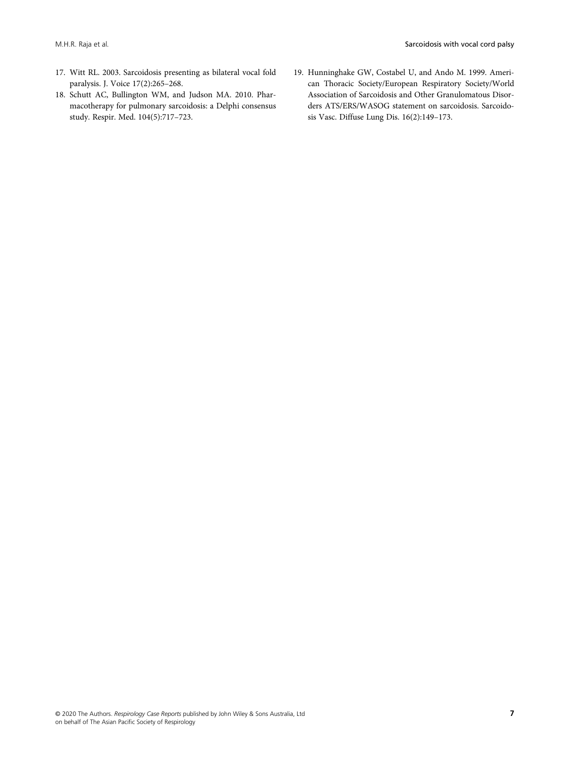17. Witt RL. 2003. Sarcoidosis presenting as bilateral vocal fold paralysis. J. Voice 17(2):265–268.
18. Schutt AC, Bullington WM, and Judson MA. 2010. Pharmacotherapy for pulmonary sarcoidosis: a Delphi consensus study. Respir. Med. 104(5):717–723.
19. Hunninghake GW, Costabel U, and Ando M. 1999. American Thoracic Society/European Respiratory Society/World Association of Sarcoidosis and Other Granulomatous Disorders ATS/ERS/WASOG statement on sarcoidosis. Sarcoidosis Vasc. Diffuse Lung Dis. 16(2):149–173.